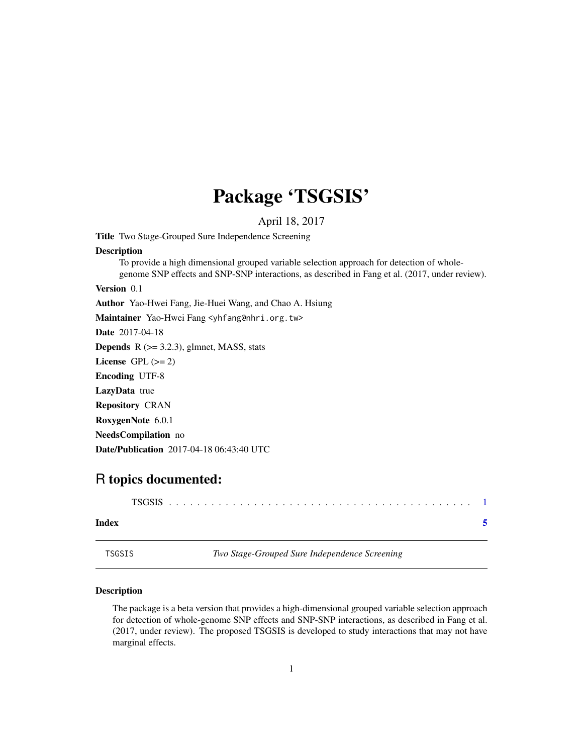# Package 'TSGSIS'

April 18, 2017

**Title** Two Stage-Grouped Sure Independence Screening

**Description**
To provide a high dimensional grouped variable selection approach for detection of whole-genome SNP effects and SNP-SNP interactions, as described in Fang et al. (2017, under review).

**Version** 0.1

**Author** Yao-Hwei Fang, Jie-Huei Wang, and Chao A. Hsiung

**Maintainer** Yao-Hwei Fang <yhfang@nhri.org.tw>

**Date** 2017-04-18

**Depends** R (>= 3.2.3), glmnet, MASS, stats

**License** GPL (>= 2)

**Encoding** UTF-8

**LazyData** true

**Repository** CRAN

**RoxygenNote** 6.0.1

**NeedsCompilation** no

**Date/Publication** 2017-04-18 06:43:40 UTC

## R topics documented:

TSGSIS . . . . . . . . . . . . . . . . . . . . . . . . . . . . . . . . . . . . . . . . . . 1

**Index** **5**

---

TSGSIS *Two Stage-Grouped Sure Independence Screening*

---

### Description

The package is a beta version that provides a high-dimensional grouped variable selection approach for detection of whole-genome SNP effects and SNP-SNP interactions, as described in Fang et al. (2017, under review). The proposed TSGSIS is developed to study interactions that may not have marginal effects.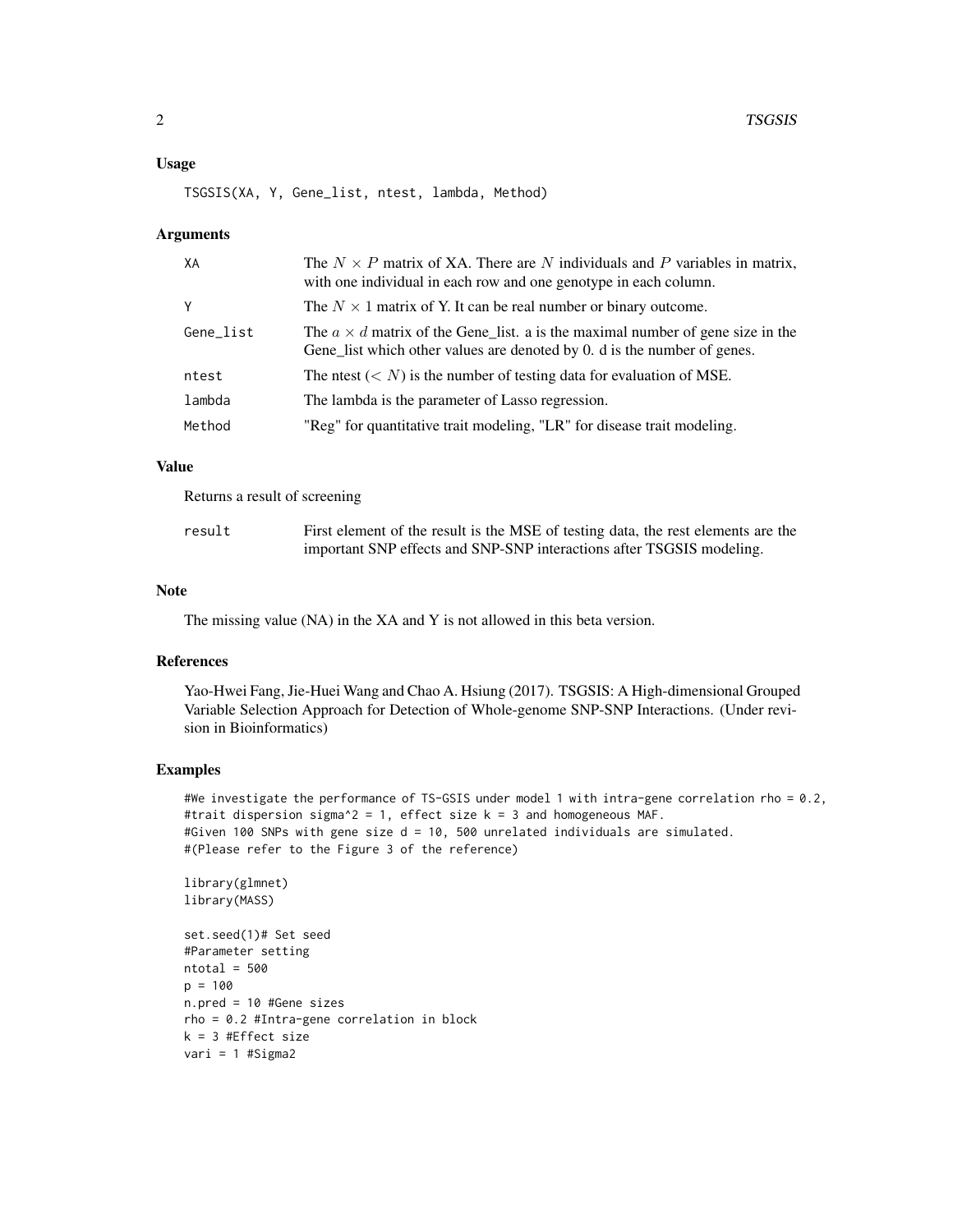### Usage

```
TSGSIS(XA, Y, Gene_list, ntest, lambda, Method)
```

### Arguments

| | |
|---|---|
| XA | The $N \times P$ matrix of XA. There are $N$ individuals and $P$ variables in matrix, with one individual in each row and one genotype in each column. |
| Y | The $N \times 1$ matrix of Y. It can be real number or binary outcome. |
| Gene_list | The $a \times d$ matrix of the Gene_list. a is the maximal number of gene size in the Gene_list which other values are denoted by 0. d is the number of genes. |
| ntest | The ntest ($< N$) is the number of testing data for evaluation of MSE. |
| lambda | The lambda is the parameter of Lasso regression. |
| Method | "Reg" for quantitative trait modeling, "LR" for disease trait modeling. |

### Value

Returns a result of screening

| | |
|---|---|
| result | First element of the result is the MSE of testing data, the rest elements are the important SNP effects and SNP-SNP interactions after TSGSIS modeling. |

### Note

The missing value (NA) in the XA and Y is not allowed in this beta version.

### References

Yao-Hwei Fang, Jie-Huei Wang and Chao A. Hsiung (2017). TSGSIS: A High-dimensional Grouped Variable Selection Approach for Detection of Whole-genome SNP-SNP Interactions. (Under revision in Bioinformatics)

### Examples

```
#We investigate the performance of TS-GSIS under model 1 with intra-gene correlation rho = 0.2,
#trait dispersion sigma^2 = 1, effect size k = 3 and homogeneous MAF.
#Given 100 SNPs with gene size d = 10, 500 unrelated individuals are simulated.
#(Please refer to the Figure 3 of the reference)

library(glmnet)
library(MASS)

set.seed(1)# Set seed
#Parameter setting
ntotal = 500
p = 100
n.pred = 10 #Gene sizes
rho = 0.2 #Intra-gene correlation in block
k = 3 #Effect size
vari = 1 #Sigma2
```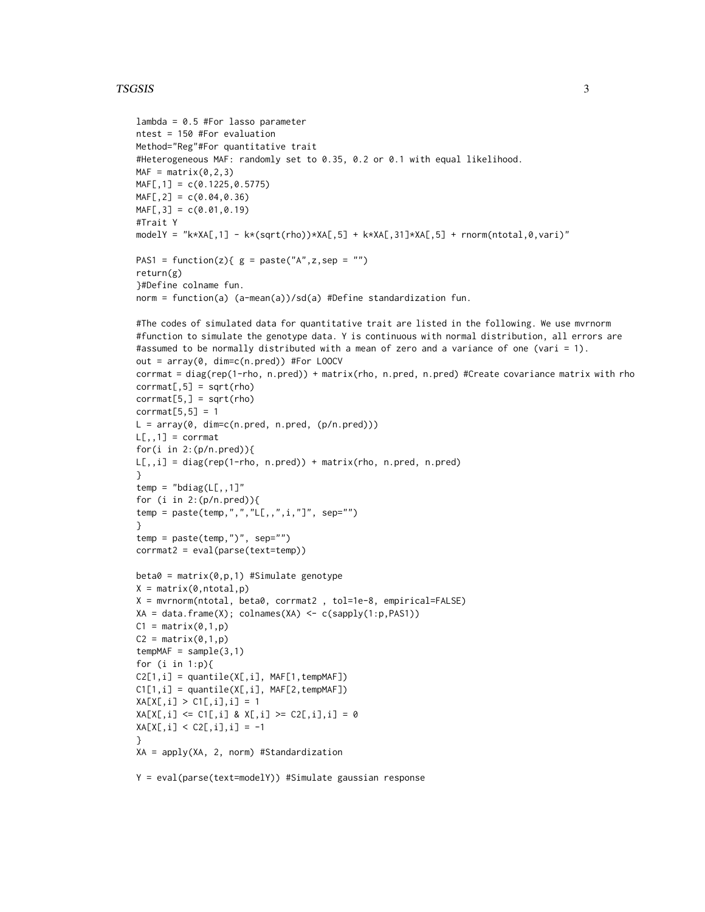```
lambda = 0.5 #For lasso parameter
ntest = 150 #For evaluation
Method="Reg"#For quantitative trait
#Heterogeneous MAF: randomly set to 0.35, 0.2 or 0.1 with equal likelihood.
MAF = matrix(0,2,3)
MAF[,1] = c(0.1225,0.5775)
MAF[,2] = c(0.04,0.36)
MAF[,3] = c(0.01,0.19)
#Trait Y
modelY = "k*XA[,1] - k*(sqrt(rho))*XA[,5] + k*XA[,31]*XA[,5] + rnorm(ntotal,0,vari)"

PAS1 = function(z){ g = paste("A",z,sep = "")
return(g)
}#Define colname fun.
norm = function(a) (a-mean(a))/sd(a) #Define standardization fun.

#The codes of simulated data for quantitative trait are listed in the following. We use mvrnorm
#function to simulate the genotype data. Y is continuous with normal distribution, all errors are
#assumed to be normally distributed with a mean of zero and a variance of one (vari = 1).
out = array(0, dim=c(n.pred)) #For LOOCV
corrmat = diag(rep(1-rho, n.pred)) + matrix(rho, n.pred, n.pred) #Create covariance matrix with rho
corrmat[,5] = sqrt(rho)
corrmat[5,] = sqrt(rho)
corrmat[5,5] = 1
L = array(0, dim=c(n.pred, n.pred, (p/n.pred)))
L[,,1] = corrmat
for(i in 2:(p/n.pred)){
L[,,i] = diag(rep(1-rho, n.pred)) + matrix(rho, n.pred, n.pred)
}
temp = "bdiag(L[,,1]"
for (i in 2:(p/n.pred)){
temp = paste(temp,",","L[,,",i,"]", sep="")
}
temp = paste(temp,")", sep="")
corrmat2 = eval(parse(text=temp))

beta0 = matrix(0,p,1) #Simulate genotype
X = matrix(0,ntotal,p)
X = mvrnorm(ntotal, beta0, corrmat2 , tol=1e-8, empirical=FALSE)
XA = data.frame(X); colnames(XA) <- c(sapply(1:p,PAS1))
C1 = matrix(0,1,p)
C2 = matrix(0,1,p)
tempMAF = sample(3,1)
for (i in 1:p){
C2[1,i] = quantile(X[,i], MAF[1,tempMAF])
C1[1,i] = quantile(X[,i], MAF[2,tempMAF])
XA[X[,i] > C1[,i],i] = 1
XA[X[,i] <= C1[,i] & X[,i] >= C2[,i],i] = 0
XA[X[,i] < C2[,i],i] = -1
}
XA = apply(XA, 2, norm) #Standardization

Y = eval(parse(text=modelY)) #Simulate gaussian response
```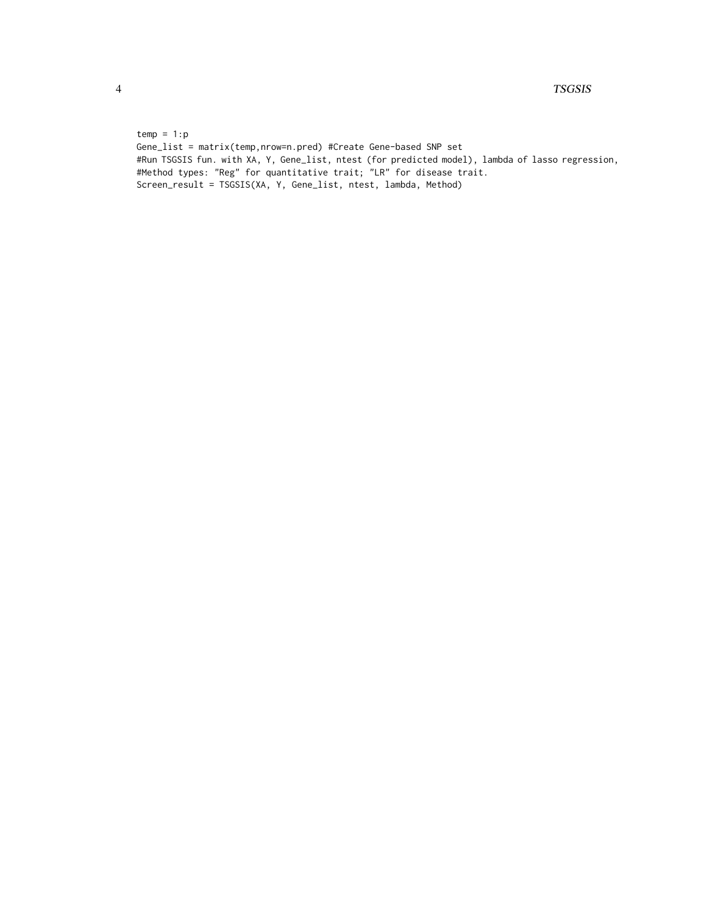```
temp = 1:p
Gene_list = matrix(temp,nrow=n.pred) #Create Gene-based SNP set
#Run TSGSIS fun. with XA, Y, Gene_list, ntest (for predicted model), lambda of lasso regression,
#Method types: "Reg" for quantitative trait; "LR" for disease trait.
Screen_result = TSGSIS(XA, Y, Gene_list, ntest, lambda, Method)
```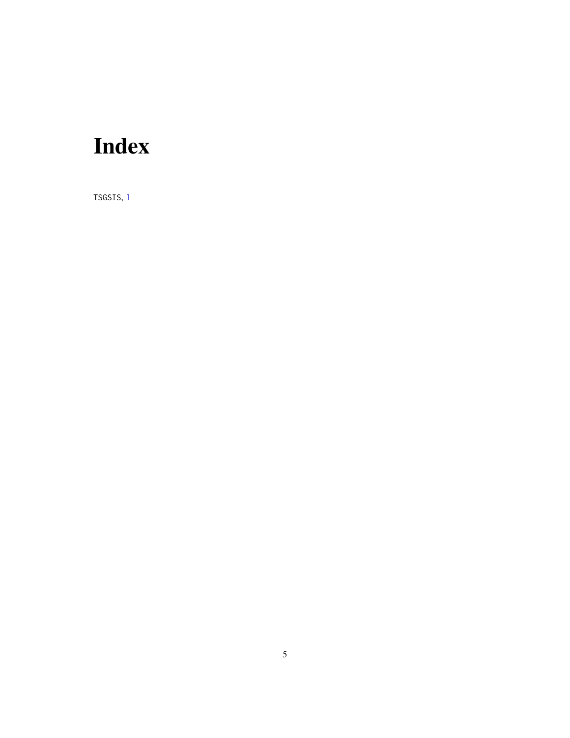# Index

TSGSIS, 1